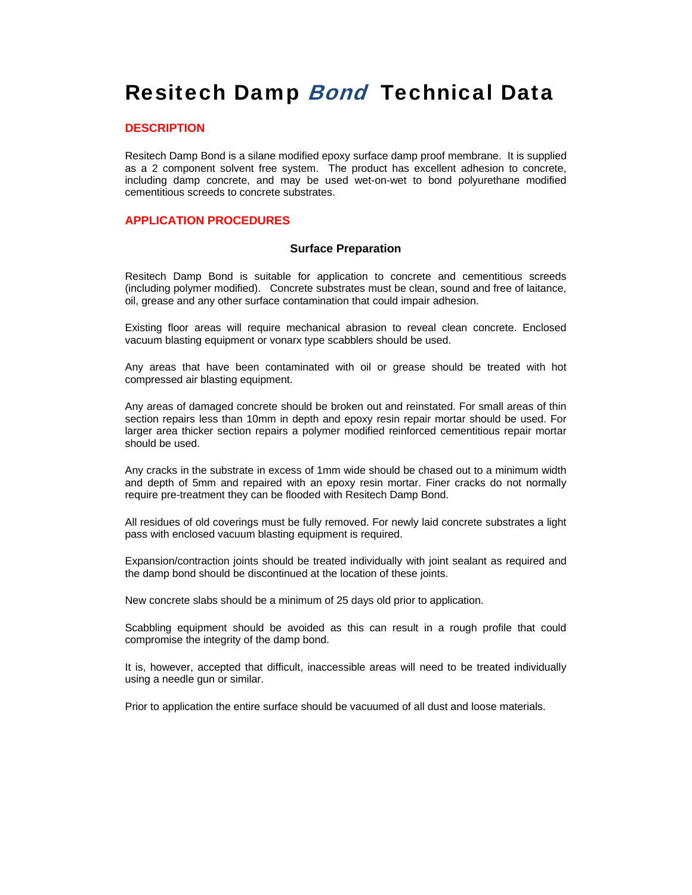# Resitech Damp *Bond* Technical Data

## DESCRIPTION

Resitech Damp Bond is a silane modified epoxy surface damp proof membrane. It is supplied as a 2 component solvent free system. The product has excellent adhesion to concrete, including damp concrete, and may be used wet-on-wet to bond polyurethane modified cementitious screeds to concrete substrates.

## APPLICATION PROCEDURES

### Surface Preparation

Resitech Damp Bond is suitable for application to concrete and cementitious screeds (including polymer modified). Concrete substrates must be clean, sound and free of laitance, oil, grease and any other surface contamination that could impair adhesion.

Existing floor areas will require mechanical abrasion to reveal clean concrete. Enclosed vacuum blasting equipment or vonarx type scabblers should be used.

Any areas that have been contaminated with oil or grease should be treated with hot compressed air blasting equipment.

Any areas of damaged concrete should be broken out and reinstated. For small areas of thin section repairs less than 10mm in depth and epoxy resin repair mortar should be used. For larger area thicker section repairs a polymer modified reinforced cementitious repair mortar should be used.

Any cracks in the substrate in excess of 1mm wide should be chased out to a minimum width and depth of 5mm and repaired with an epoxy resin mortar. Finer cracks do not normally require pre-treatment they can be flooded with Resitech Damp Bond.

All residues of old coverings must be fully removed. For newly laid concrete substrates a light pass with enclosed vacuum blasting equipment is required.

Expansion/contraction joints should be treated individually with joint sealant as required and the damp bond should be discontinued at the location of these joints.

New concrete slabs should be a minimum of 25 days old prior to application.

Scabbling equipment should be avoided as this can result in a rough profile that could compromise the integrity of the damp bond.

It is, however, accepted that difficult, inaccessible areas will need to be treated individually using a needle gun or similar.

Prior to application the entire surface should be vacuumed of all dust and loose materials.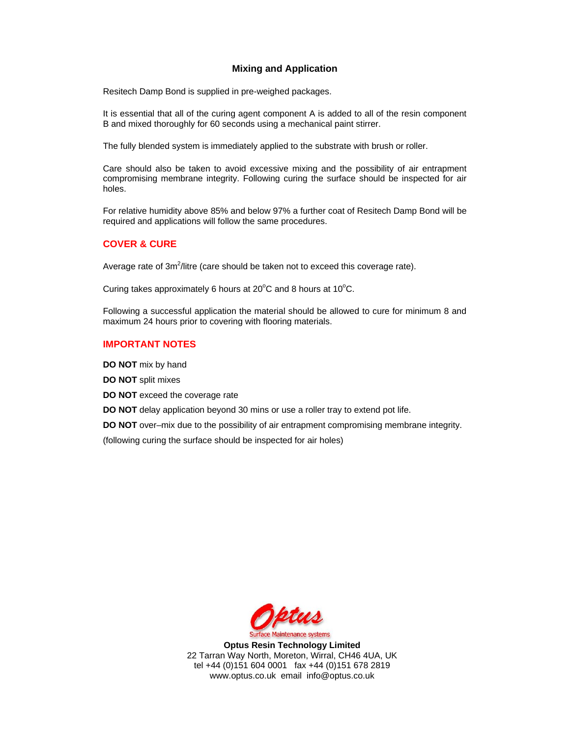## Mixing and Application

Resitech Damp Bond is supplied in pre-weighed packages.

It is essential that all of the curing agent component A is added to all of the resin component B and mixed thoroughly for 60 seconds using a mechanical paint stirrer.

The fully blended system is immediately applied to the substrate with brush or roller.

Care should also be taken to avoid excessive mixing and the possibility of air entrapment compromising membrane integrity. Following curing the surface should be inspected for air holes.

For relative humidity above 85% and below 97% a further coat of Resitech Damp Bond will be required and applications will follow the same procedures.

## COVER & CURE

Average rate of $3m^2$/litre (care should be taken not to exceed this coverage rate).

Curing takes approximately 6 hours at $20^oC$ and 8 hours at $10^oC$.

Following a successful application the material should be allowed to cure for minimum 8 and maximum 24 hours prior to covering with flooring materials.

## IMPORTANT NOTES

**DO NOT** mix by hand

**DO NOT** split mixes

**DO NOT** exceed the coverage rate

**DO NOT** delay application beyond 30 mins or use a roller tray to extend pot life.

**DO NOT** over–mix due to the possibility of air entrapment compromising membrane integrity.

(following curing the surface should be inspected for air holes)

Optus

Surface Maintenance systems

**Optus Resin Technology Limited**
22 Tarran Way North, Moreton, Wirral, CH46 4UA, UK
tel +44 (0)151 604 0001 fax +44 (0)151 678 2819
www.optus.co.uk email info@optus.co.uk